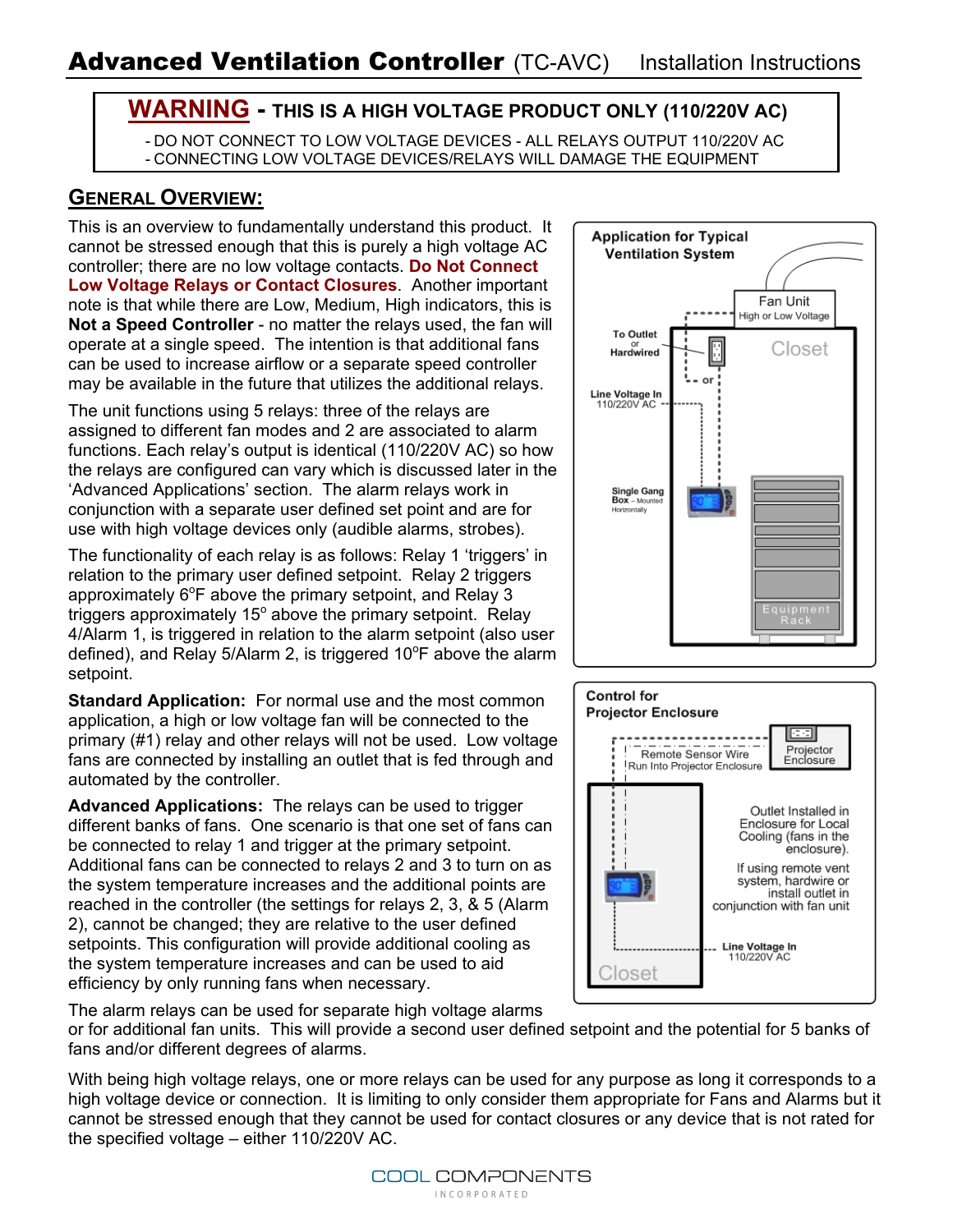# Advanced Ventilation Controller (TC-AVC) Installation Instructions

**WARNING - THIS IS A HIGH VOLTAGE PRODUCT ONLY (110/220V AC)**

- DO NOT CONNECT TO LOW VOLTAGE DEVICES - ALL RELAYS OUTPUT 110/220V AC
- CONNECTING LOW VOLTAGE DEVICES/RELAYS WILL DAMAGE THE EQUIPMENT

## GENERAL OVERVIEW:

This is an overview to fundamentally understand this product. It cannot be stressed enough that this is purely a high voltage AC controller; there are no low voltage contacts. **Do Not Connect Low Voltage Relays or Contact Closures**. Another important note is that while there are Low, Medium, High indicators, this is **Not a Speed Controller** - no matter the relays used, the fan will operate at a single speed. The intention is that additional fans can be used to increase airflow or a separate speed controller may be available in the future that utilizes the additional relays.

The unit functions using 5 relays: three of the relays are assigned to different fan modes and 2 are associated to alarm functions. Each relay's output is identical (110/220V AC) so how the relays are configured can vary which is discussed later in the 'Advanced Applications' section. The alarm relays work in conjunction with a separate user defined set point and are for use with high voltage devices only (audible alarms, strobes).

The functionality of each relay is as follows: Relay 1 'triggers' in relation to the primary user defined setpoint. Relay 2 triggers approximately 6°F above the primary setpoint, and Relay 3 triggers approximately 15° above the primary setpoint. Relay 4/Alarm 1, is triggered in relation to the alarm setpoint (also user defined), and Relay 5/Alarm 2, is triggered 10°F above the alarm setpoint.

**Standard Application:** For normal use and the most common application, a high or low voltage fan will be connected to the primary (#1) relay and other relays will not be used. Low voltage fans are connected by installing an outlet that is fed through and automated by the controller.

**Advanced Applications:** The relays can be used to trigger different banks of fans. One scenario is that one set of fans can be connected to relay 1 and trigger at the primary setpoint. Additional fans can be connected to relays 2 and 3 to turn on as the system temperature increases and the additional points are reached in the controller (the settings for relays 2, 3, & 5 (Alarm 2), cannot be changed; they are relative to the user defined setpoints. This configuration will provide additional cooling as the system temperature increases and can be used to aid efficiency by only running fans when necessary.

The alarm relays can be used for separate high voltage alarms or for additional fan units. This will provide a second user defined setpoint and the potential for 5 banks of fans and/or different degrees of alarms.

With being high voltage relays, one or more relays can be used for any purpose as long it corresponds to a high voltage device or connection. It is limiting to only consider them appropriate for Fans and Alarms but it cannot be stressed enough that they cannot be used for contact closures or any device that is not rated for the specified voltage – either 110/220V AC.

**Application for Typical Ventilation System**

Fan Unit (High or Low Voltage) — To Outlet or Hardwired — Closet — Line Voltage In 110/220V AC — Single Gang Box – Mounted Horizontally — Equipment Rack

**Control for Projector Enclosure**

Remote Sensor Wire Run Into Projector Enclosure — Projector Enclosure — Outlet Installed in Enclosure for Local Cooling (fans in the enclosure). If using remote vent system, hardwire or install outlet in conjunction with fan unit — Line Voltage In 110/220V AC — Closet

COOL COMPONENTS INCORPORATED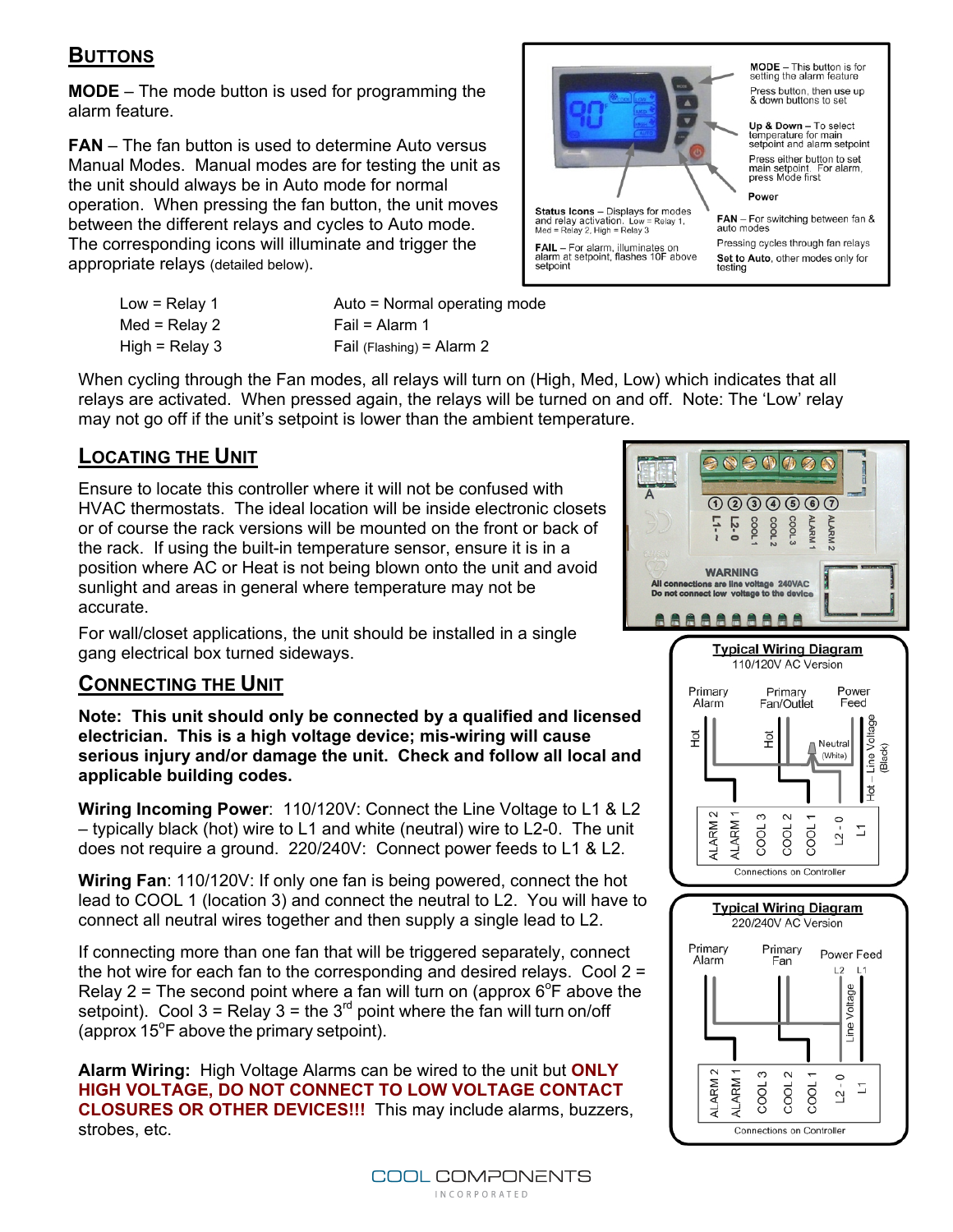## BUTTONS

**MODE** – The mode button is used for programming the alarm feature.

**FAN** – The fan button is used to determine Auto versus Manual Modes. Manual modes are for testing the unit as the unit should always be in Auto mode for normal operation. When pressing the fan button, the unit moves between the different relays and cycles to Auto mode. The corresponding icons will illuminate and trigger the appropriate relays (detailed below).

**MODE** – This button is for setting the alarm feature

Press button, then use up & down buttons to set

**Up & Down** – To select temperature for main setpoint and alarm setpoint

Press either button to set main setpoint. For alarm, press Mode first

Power

**Status Icons** – Displays for modes and relay activation. Low = Relay 1, Med = Relay 2, High = Relay 3

**FAIL** – For alarm, illuminates on alarm at setpoint, flashes 10F above setpoint

**FAN** – For switching between fan & auto modes

Pressing cycles through fan relays

**Set to Auto**, other modes only for testing

| | |
|---|---|
| Low = Relay 1 | Auto = Normal operating mode |
| Med = Relay 2 | Fail = Alarm 1 |
| High = Relay 3 | Fail (Flashing) = Alarm 2 |

When cycling through the Fan modes, all relays will turn on (High, Med, Low) which indicates that all relays are activated. When pressed again, the relays will be turned on and off. Note: The 'Low' relay may not go off if the unit's setpoint is lower than the ambient temperature.

## LOCATING THE UNIT

Ensure to locate this controller where it will not be confused with HVAC thermostats. The ideal location will be inside electronic closets or of course the rack versions will be mounted on the front or back of the rack. If using the built-in temperature sensor, ensure it is in a position where AC or Heat is not being blown onto the unit and avoid sunlight and areas in general where temperature may not be accurate.

For wall/closet applications, the unit should be installed in a single gang electrical box turned sideways.

## CONNECTING THE UNIT

**Note: This unit should only be connected by a qualified and licensed electrician. This is a high voltage device; mis-wiring will cause serious injury and/or damage the unit. Check and follow all local and applicable building codes.**

**Wiring Incoming Power**: 110/120V: Connect the Line Voltage to L1 & L2 – typically black (hot) wire to L1 and white (neutral) wire to L2-0. The unit does not require a ground. 220/240V: Connect power feeds to L1 & L2.

**Wiring Fan**: 110/120V: If only one fan is being powered, connect the hot lead to COOL 1 (location 3) and connect the neutral to L2. You will have to connect all neutral wires together and then supply a single lead to L2.

If connecting more than one fan that will be triggered separately, connect the hot wire for each fan to the corresponding and desired relays. Cool 2 = Relay 2 = The second point where a fan will turn on (approx 6°F above the setpoint). Cool 3 = Relay 3 = the 3rd point where the fan will turn on/off (approx 15°F above the primary setpoint).

**Alarm Wiring:** High Voltage Alarms can be wired to the unit but **ONLY HIGH VOLTAGE, DO NOT CONNECT TO LOW VOLTAGE CONTACT CLOSURES OR OTHER DEVICES!!!** This may include alarms, buzzers, strobes, etc.

A

1 2 3 4 5 6 7

L1 ~ | L2 - 0 | COOL 1 | COOL 2 | COOL 3 | ALARM 1 | ALARM 2

**WARNING**
All connections are line voltage 240VAC
Do not connect low voltage to the device

**Typical Wiring Diagram**
110/120V AC Version

Primary Alarm | Primary Fan/Outlet | Power Feed

Hot | Hot | Neutral (White) | Hot – Line Voltage (Black)

ALARM 2 | ALARM 1 | COOL 3 | COOL 2 | COOL 1 | L2 - 0 | L1

Connections on Controller

**Typical Wiring Diagram**
220/240V AC Version

Primary Alarm | Primary Fan | Power Feed

L2 | L1 | Line Voltage

ALARM 2 | ALARM 1 | COOL 3 | COOL 2 | COOL 1 | L2 - 0 | L1

Connections on Controller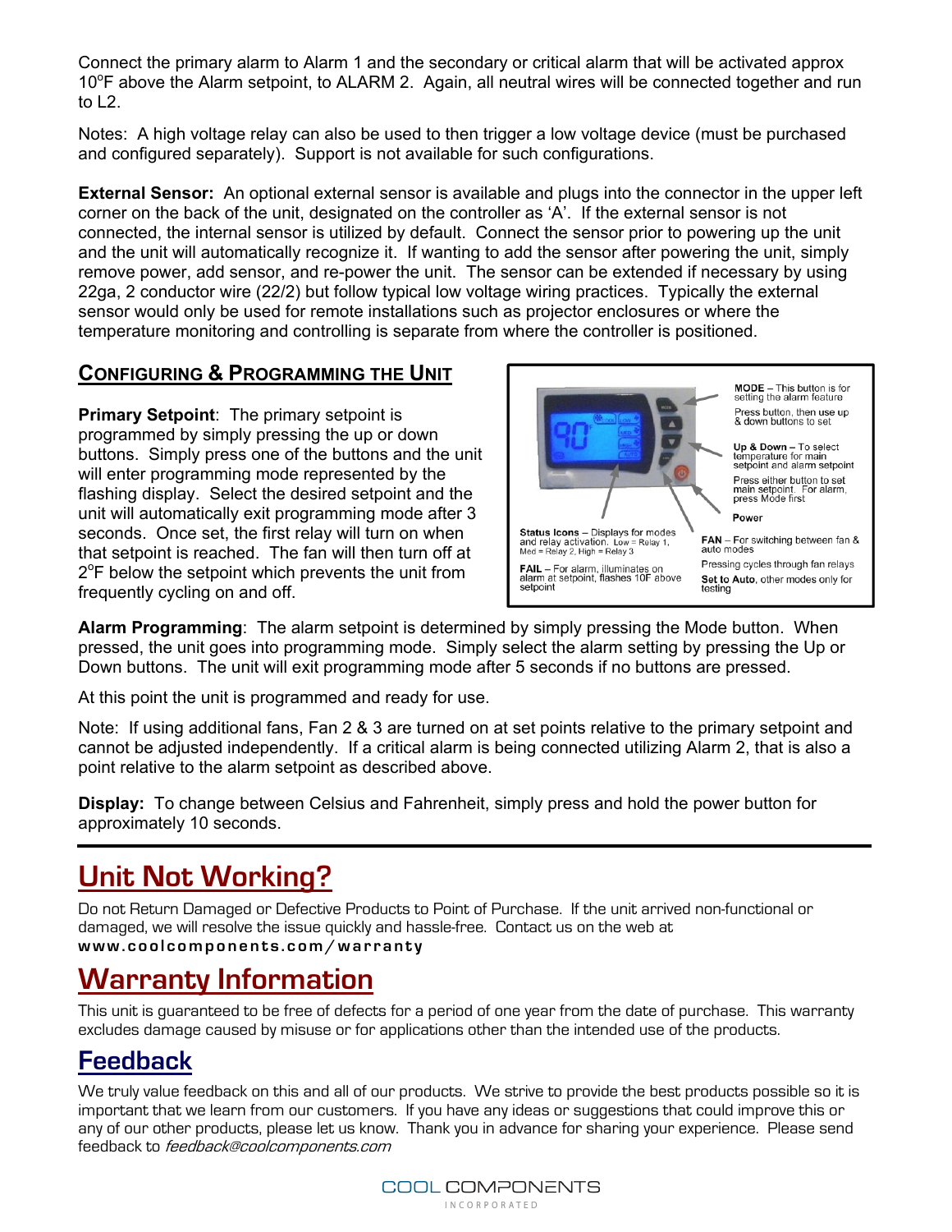Connect the primary alarm to Alarm 1 and the secondary or critical alarm that will be activated approx 10°F above the Alarm setpoint, to ALARM 2. Again, all neutral wires will be connected together and run to L2.

Notes: A high voltage relay can also be used to then trigger a low voltage device (must be purchased and configured separately). Support is not available for such configurations.

**External Sensor:** An optional external sensor is available and plugs into the connector in the upper left corner on the back of the unit, designated on the controller as 'A'. If the external sensor is not connected, the internal sensor is utilized by default. Connect the sensor prior to powering up the unit and the unit will automatically recognize it. If wanting to add the sensor after powering the unit, simply remove power, add sensor, and re-power the unit. The sensor can be extended if necessary by using 22ga, 2 conductor wire (22/2) but follow typical low voltage wiring practices. Typically the external sensor would only be used for remote installations such as projector enclosures or where the temperature monitoring and controlling is separate from where the controller is positioned.

## Configuring & Programming the Unit

**Primary Setpoint**: The primary setpoint is programmed by simply pressing the up or down buttons. Simply press one of the buttons and the unit will enter programming mode represented by the flashing display. Select the desired setpoint and the unit will automatically exit programming mode after 3 seconds. Once set, the first relay will turn on when that setpoint is reached. The fan will then turn off at 2°F below the setpoint which prevents the unit from frequently cycling on and off.

**MODE** – This button is for setting the alarm feature

Press button, then use up & down buttons to set

**Up & Down** – To select temperature for main setpoint and alarm setpoint

Press either button to set main setpoint. For alarm, press Mode first

Power

**Status Icons** – Displays for modes and relay activation. Low = Relay 1, Med = Relay 2, High = Relay 3

**FAIL** – For alarm, illuminates on alarm at setpoint, flashes 10F above setpoint

**FAN** – For switching between fan & auto modes

Pressing cycles through fan relays

**Set to Auto**, other modes only for testing

**Alarm Programming**: The alarm setpoint is determined by simply pressing the Mode button. When pressed, the unit goes into programming mode. Simply select the alarm setting by pressing the Up or Down buttons. The unit will exit programming mode after 5 seconds if no buttons are pressed.

At this point the unit is programmed and ready for use.

Note: If using additional fans, Fan 2 & 3 are turned on at set points relative to the primary setpoint and cannot be adjusted independently. If a critical alarm is being connected utilizing Alarm 2, that is also a point relative to the alarm setpoint as described above.

**Display:** To change between Celsius and Fahrenheit, simply press and hold the power button for approximately 10 seconds.

# Unit Not Working?

Do not Return Damaged or Defective Products to Point of Purchase. If the unit arrived non-functional or damaged, we will resolve the issue quickly and hassle-free. Contact us on the web at **www.coolcomponents.com/warranty**

# Warranty Information

This unit is guaranteed to be free of defects for a period of one year from the date of purchase. This warranty excludes damage caused by misuse or for applications other than the intended use of the products.

# Feedback

We truly value feedback on this and all of our products. We strive to provide the best products possible so it is important that we learn from our customers. If you have any ideas or suggestions that could improve this or any of our other products, please let us know. Thank you in advance for sharing your experience. Please send feedback to *feedback@coolcomponents.com*

COOL COMPONENTS
INCORPORATED